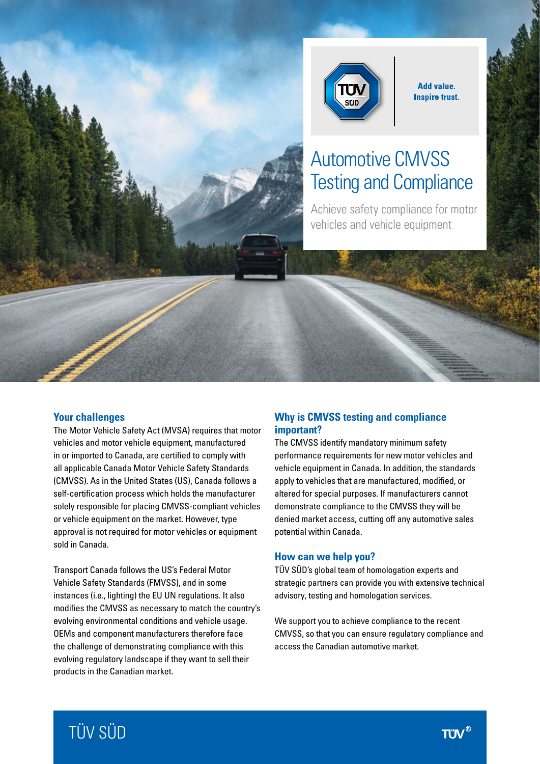Add value.
Inspire trust.

# Automotive CMVSS Testing and Compliance

Achieve safety compliance for motor vehicles and vehicle equipment

## Your challenges

The Motor Vehicle Safety Act (MVSA) requires that motor vehicles and motor vehicle equipment, manufactured in or imported to Canada, are certified to comply with all applicable Canada Motor Vehicle Safety Standards (CMVSS). As in the United States (US), Canada follows a self-certification process which holds the manufacturer solely responsible for placing CMVSS-compliant vehicles or vehicle equipment on the market. However, type approval is not required for motor vehicles or equipment sold in Canada.

Transport Canada follows the US's Federal Motor Vehicle Safety Standards (FMVSS), and in some instances (i.e., lighting) the EU UN regulations. It also modifies the CMVSS as necessary to match the country's evolving environmental conditions and vehicle usage. OEMs and component manufacturers therefore face the challenge of demonstrating compliance with this evolving regulatory landscape if they want to sell their products in the Canadian market.

## Why is CMVSS testing and compliance important?

The CMVSS identify mandatory minimum safety performance requirements for new motor vehicles and vehicle equipment in Canada. In addition, the standards apply to vehicles that are manufactured, modified, or altered for special purposes. If manufacturers cannot demonstrate compliance to the CMVSS they will be denied market access, cutting off any automotive sales potential within Canada.

## How can we help you?

TÜV SÜD's global team of homologation experts and strategic partners can provide you with extensive technical advisory, testing and homologation services.

We support you to achieve compliance to the recent CMVSS, so that you can ensure regulatory compliance and access the Canadian automotive market.

TÜV SÜD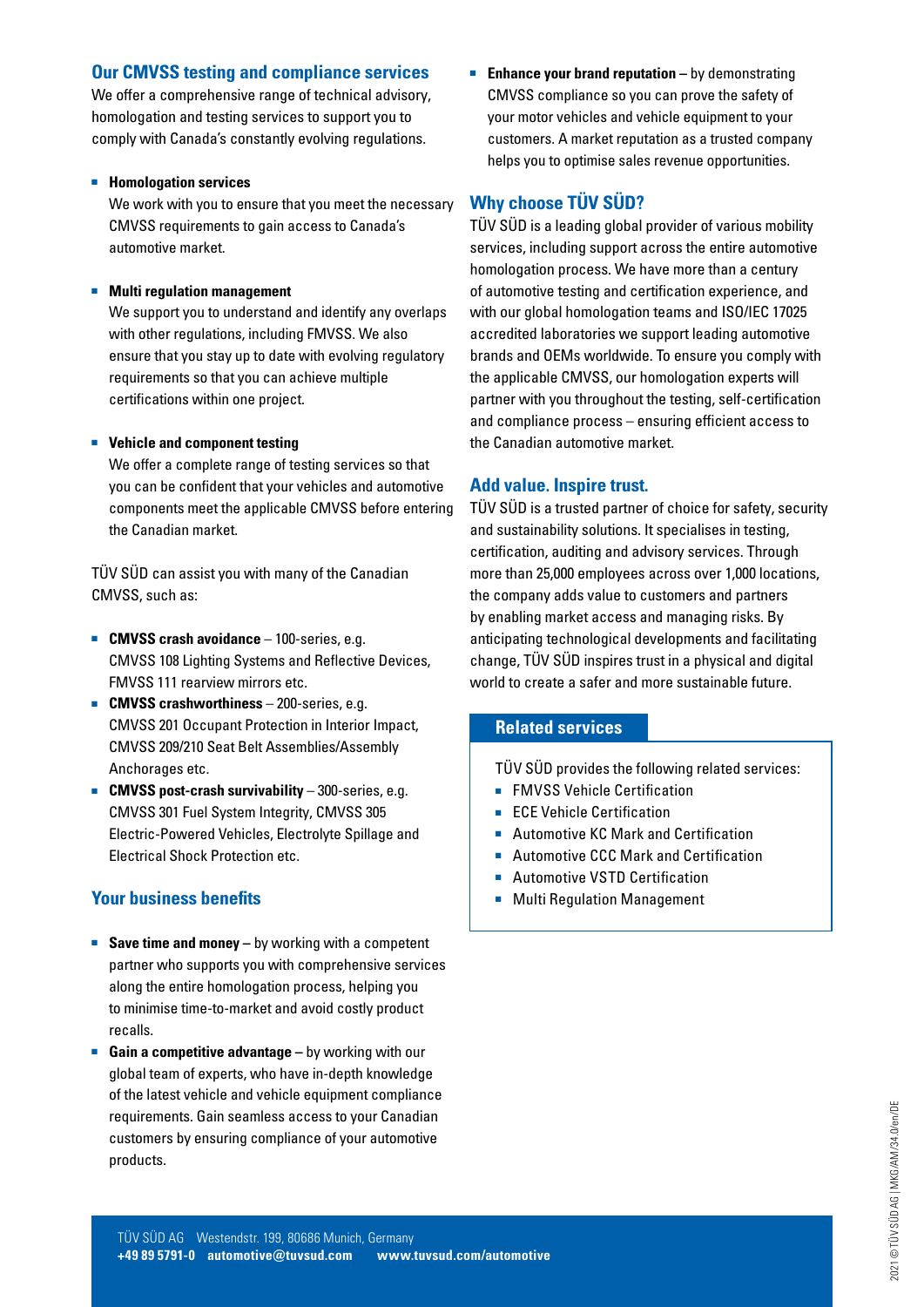## Our CMVSS testing and compliance services

We offer a comprehensive range of technical advisory, homologation and testing services to support you to comply with Canada's constantly evolving regulations.

- **Homologation services**
  We work with you to ensure that you meet the necessary CMVSS requirements to gain access to Canada's automotive market.

- **Multi regulation management**
  We support you to understand and identify any overlaps with other regulations, including FMVSS. We also ensure that you stay up to date with evolving regulatory requirements so that you can achieve multiple certifications within one project.

- **Vehicle and component testing**
  We offer a complete range of testing services so that you can be confident that your vehicles and automotive components meet the applicable CMVSS before entering the Canadian market.

TÜV SÜD can assist you with many of the Canadian CMVSS, such as:

- **CMVSS crash avoidance** – 100-series, e.g. CMVSS 108 Lighting Systems and Reflective Devices, FMVSS 111 rearview mirrors etc.
- **CMVSS crashworthiness** – 200-series, e.g. CMVSS 201 Occupant Protection in Interior Impact, CMVSS 209/210 Seat Belt Assemblies/Assembly Anchorages etc.
- **CMVSS post-crash survivability** – 300-series, e.g. CMVSS 301 Fuel System Integrity, CMVSS 305 Electric-Powered Vehicles, Electrolyte Spillage and Electrical Shock Protection etc.

## Your business benefits

- **Save time and money** – by working with a competent partner who supports you with comprehensive services along the entire homologation process, helping you to minimise time-to-market and avoid costly product recalls.
- **Gain a competitive advantage** – by working with our global team of experts, who have in-depth knowledge of the latest vehicle and vehicle equipment compliance requirements. Gain seamless access to your Canadian customers by ensuring compliance of your automotive products.
- **Enhance your brand reputation** – by demonstrating CMVSS compliance so you can prove the safety of your motor vehicles and vehicle equipment to your customers. A market reputation as a trusted company helps you to optimise sales revenue opportunities.

## Why choose TÜV SÜD?

TÜV SÜD is a leading global provider of various mobility services, including support across the entire automotive homologation process. We have more than a century of automotive testing and certification experience, and with our global homologation teams and ISO/IEC 17025 accredited laboratories we support leading automotive brands and OEMs worldwide. To ensure you comply with the applicable CMVSS, our homologation experts will partner with you throughout the testing, self-certification and compliance process – ensuring efficient access to the Canadian automotive market.

## Add value. Inspire trust.

TÜV SÜD is a trusted partner of choice for safety, security and sustainability solutions. It specialises in testing, certification, auditing and advisory services. Through more than 25,000 employees across over 1,000 locations, the company adds value to customers and partners by enabling market access and managing risks. By anticipating technological developments and facilitating change, TÜV SÜD inspires trust in a physical and digital world to create a safer and more sustainable future.

### Related services

TÜV SÜD provides the following related services:

- FMVSS Vehicle Certification
- ECE Vehicle Certification
- Automotive KC Mark and Certification
- Automotive CCC Mark and Certification
- Automotive VSTD Certification
- Multi Regulation Management

TÜV SÜD AG Westendstr. 199, 80686 Munich, Germany
**+49 89 5791-0 automotive@tuvsud.com www.tuvsud.com/automotive**

2021 © TÜV SÜD AG | MKG/AM/34.0/en/DE